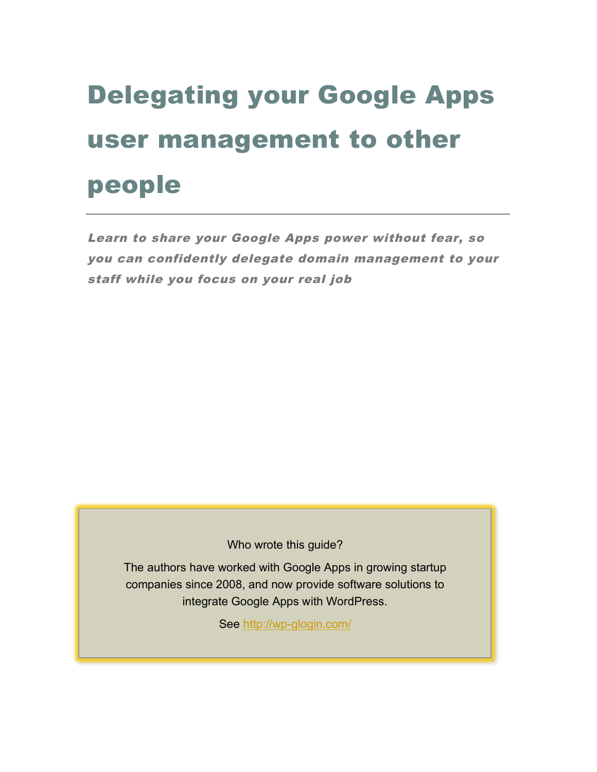# Delegating your Google Apps user management to other people

---

***Learn to share your Google Apps power without fear, so you can confidently delegate domain management to your staff while you focus on your real job***

> Who wrote this guide?
>
> The authors have worked with Google Apps in growing startup companies since 2008, and now provide software solutions to integrate Google Apps with WordPress.
>
> See [http://wp-glogin.com/](http://wp-glogin.com/)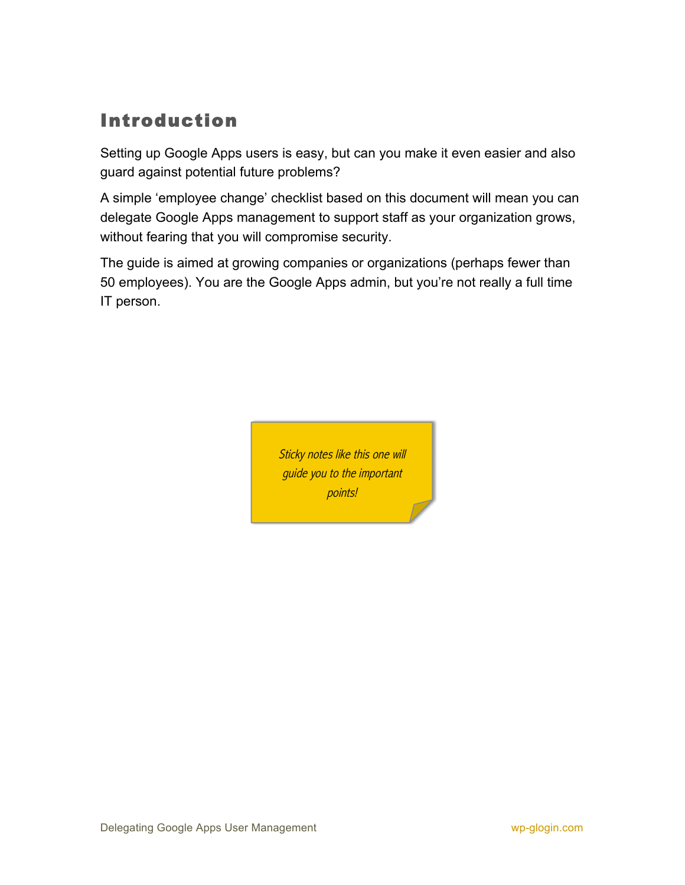# Introduction

Setting up Google Apps users is easy, but can you make it even easier and also guard against potential future problems?

A simple ‘employee change’ checklist based on this document will mean you can delegate Google Apps management to support staff as your organization grows, without fearing that you will compromise security.

The guide is aimed at growing companies or organizations (perhaps fewer than 50 employees). You are the Google Apps admin, but you’re not really a full time IT person.

*Sticky notes like this one will guide you to the important points!*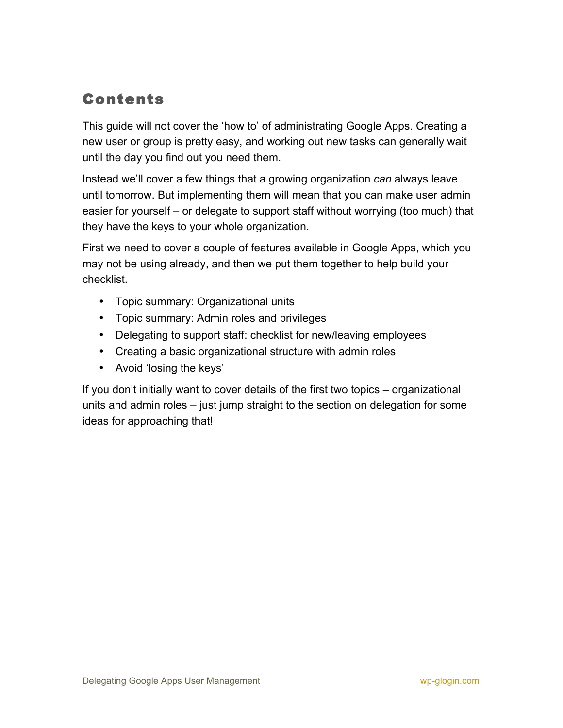## Contents

This guide will not cover the 'how to' of administrating Google Apps. Creating a new user or group is pretty easy, and working out new tasks can generally wait until the day you find out you need them.

Instead we'll cover a few things that a growing organization *can* always leave until tomorrow. But implementing them will mean that you can make user admin easier for yourself – or delegate to support staff without worrying (too much) that they have the keys to your whole organization.

First we need to cover a couple of features available in Google Apps, which you may not be using already, and then we put them together to help build your checklist.

- Topic summary: Organizational units
- Topic summary: Admin roles and privileges
- Delegating to support staff: checklist for new/leaving employees
- Creating a basic organizational structure with admin roles
- Avoid 'losing the keys'

If you don't initially want to cover details of the first two topics – organizational units and admin roles – just jump straight to the section on delegation for some ideas for approaching that!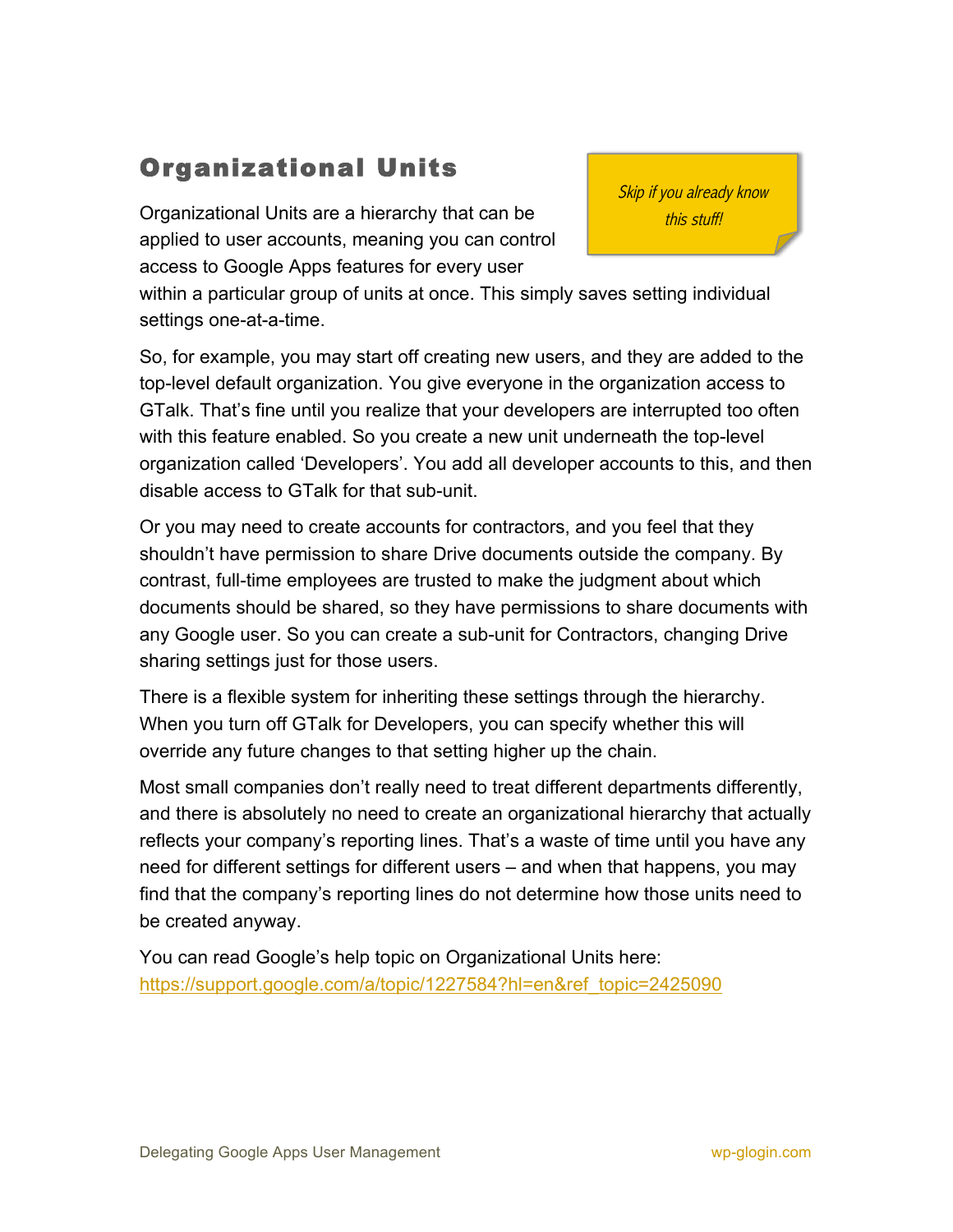## Organizational Units

*Skip if you already know this stuff!*

Organizational Units are a hierarchy that can be applied to user accounts, meaning you can control access to Google Apps features for every user within a particular group of units at once. This simply saves setting individual settings one-at-a-time.

So, for example, you may start off creating new users, and they are added to the top-level default organization. You give everyone in the organization access to GTalk. That's fine until you realize that your developers are interrupted too often with this feature enabled. So you create a new unit underneath the top-level organization called 'Developers'. You add all developer accounts to this, and then disable access to GTalk for that sub-unit.

Or you may need to create accounts for contractors, and you feel that they shouldn't have permission to share Drive documents outside the company. By contrast, full-time employees are trusted to make the judgment about which documents should be shared, so they have permissions to share documents with any Google user. So you can create a sub-unit for Contractors, changing Drive sharing settings just for those users.

There is a flexible system for inheriting these settings through the hierarchy. When you turn off GTalk for Developers, you can specify whether this will override any future changes to that setting higher up the chain.

Most small companies don't really need to treat different departments differently, and there is absolutely no need to create an organizational hierarchy that actually reflects your company's reporting lines. That's a waste of time until you have any need for different settings for different users – and when that happens, you may find that the company's reporting lines do not determine how those units need to be created anyway.

You can read Google's help topic on Organizational Units here: [https://support.google.com/a/topic/1227584?hl=en&ref_topic=2425090](https://support.google.com/a/topic/1227584?hl=en&ref_topic=2425090)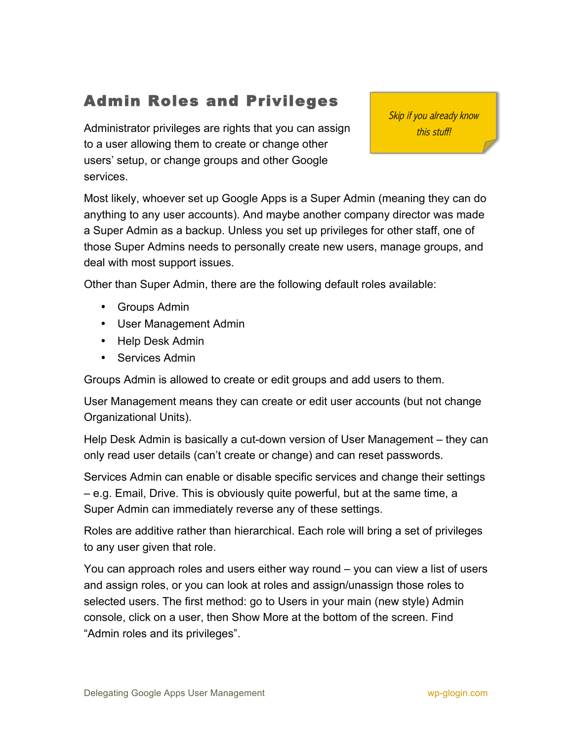## Admin Roles and Privileges

*Skip if you already know this stuff!*

Administrator privileges are rights that you can assign to a user allowing them to create or change other users' setup, or change groups and other Google services.

Most likely, whoever set up Google Apps is a Super Admin (meaning they can do anything to any user accounts). And maybe another company director was made a Super Admin as a backup. Unless you set up privileges for other staff, one of those Super Admins needs to personally create new users, manage groups, and deal with most support issues.

Other than Super Admin, there are the following default roles available:

- Groups Admin
- User Management Admin
- Help Desk Admin
- Services Admin

Groups Admin is allowed to create or edit groups and add users to them.

User Management means they can create or edit user accounts (but not change Organizational Units).

Help Desk Admin is basically a cut-down version of User Management – they can only read user details (can't create or change) and can reset passwords.

Services Admin can enable or disable specific services and change their settings – e.g. Email, Drive. This is obviously quite powerful, but at the same time, a Super Admin can immediately reverse any of these settings.

Roles are additive rather than hierarchical. Each role will bring a set of privileges to any user given that role.

You can approach roles and users either way round – you can view a list of users and assign roles, or you can look at roles and assign/unassign those roles to selected users. The first method: go to Users in your main (new style) Admin console, click on a user, then Show More at the bottom of the screen. Find "Admin roles and its privileges".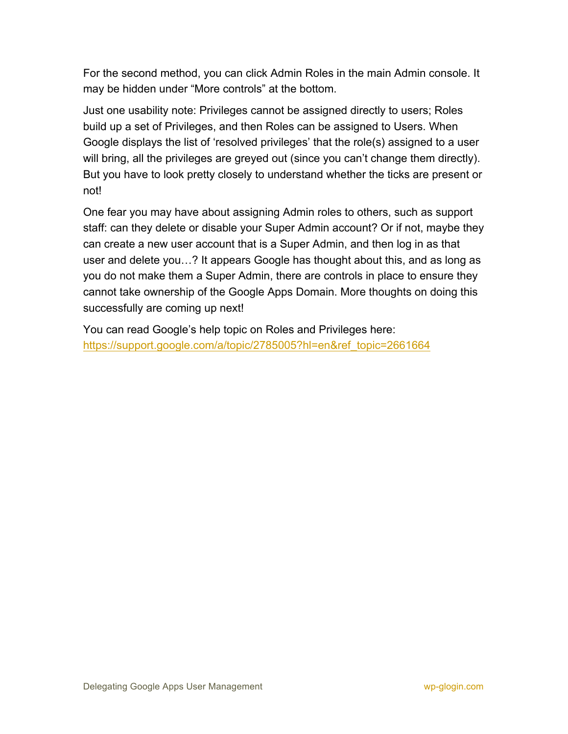For the second method, you can click Admin Roles in the main Admin console. It may be hidden under “More controls” at the bottom.

Just one usability note: Privileges cannot be assigned directly to users; Roles build up a set of Privileges, and then Roles can be assigned to Users. When Google displays the list of ‘resolved privileges’ that the role(s) assigned to a user will bring, all the privileges are greyed out (since you can’t change them directly). But you have to look pretty closely to understand whether the ticks are present or not!

One fear you may have about assigning Admin roles to others, such as support staff: can they delete or disable your Super Admin account? Or if not, maybe they can create a new user account that is a Super Admin, and then log in as that user and delete you…? It appears Google has thought about this, and as long as you do not make them a Super Admin, there are controls in place to ensure they cannot take ownership of the Google Apps Domain. More thoughts on doing this successfully are coming up next!

You can read Google’s help topic on Roles and Privileges here: [https://support.google.com/a/topic/2785005?hl=en&ref_topic=2661664](https://support.google.com/a/topic/2785005?hl=en&ref_topic=2661664)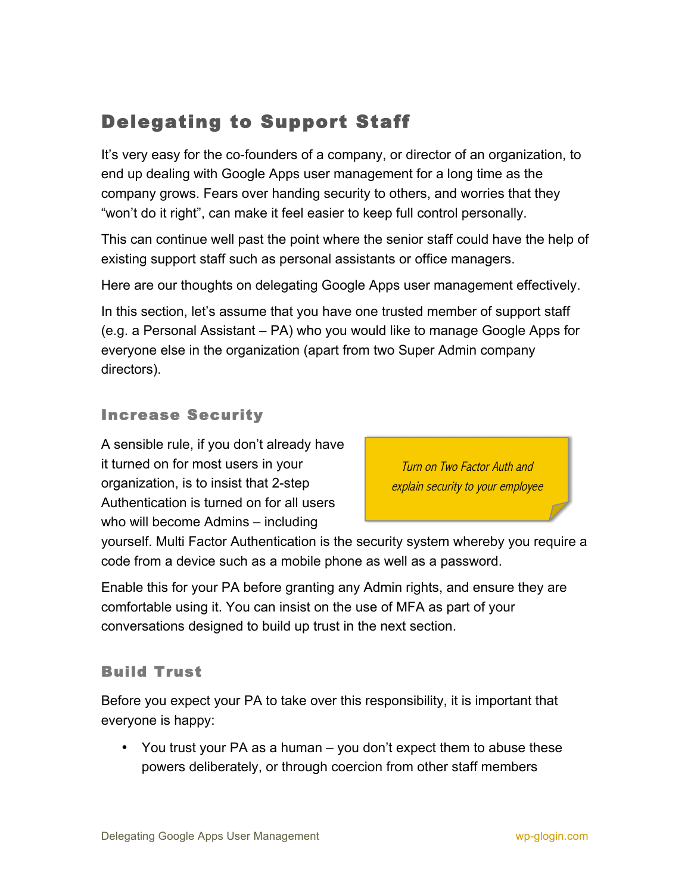## Delegating to Support Staff

It's very easy for the co-founders of a company, or director of an organization, to end up dealing with Google Apps user management for a long time as the company grows. Fears over handing security to others, and worries that they "won't do it right", can make it feel easier to keep full control personally.

This can continue well past the point where the senior staff could have the help of existing support staff such as personal assistants or office managers.

Here are our thoughts on delegating Google Apps user management effectively.

In this section, let's assume that you have one trusted member of support staff (e.g. a Personal Assistant – PA) who you would like to manage Google Apps for everyone else in the organization (apart from two Super Admin company directors).

### Increase Security

*Turn on Two Factor Auth and explain security to your employee*

A sensible rule, if you don't already have it turned on for most users in your organization, is to insist that 2-step Authentication is turned on for all users who will become Admins – including yourself. Multi Factor Authentication is the security system whereby you require a code from a device such as a mobile phone as well as a password.

Enable this for your PA before granting any Admin rights, and ensure they are comfortable using it. You can insist on the use of MFA as part of your conversations designed to build up trust in the next section.

### Build Trust

Before you expect your PA to take over this responsibility, it is important that everyone is happy:

- You trust your PA as a human – you don't expect them to abuse these powers deliberately, or through coercion from other staff members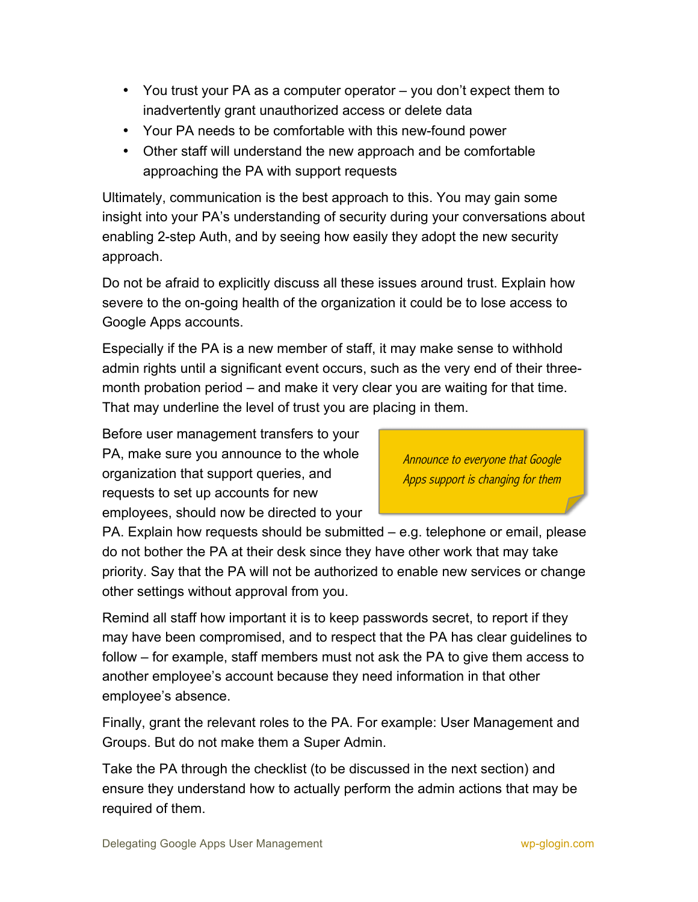- You trust your PA as a computer operator – you don't expect them to inadvertently grant unauthorized access or delete data
- Your PA needs to be comfortable with this new-found power
- Other staff will understand the new approach and be comfortable approaching the PA with support requests

Ultimately, communication is the best approach to this. You may gain some insight into your PA's understanding of security during your conversations about enabling 2-step Auth, and by seeing how easily they adopt the new security approach.

Do not be afraid to explicitly discuss all these issues around trust. Explain how severe to the on-going health of the organization it could be to lose access to Google Apps accounts.

Especially if the PA is a new member of staff, it may make sense to withhold admin rights until a significant event occurs, such as the very end of their three-month probation period – and make it very clear you are waiting for that time. That may underline the level of trust you are placing in them.

*Announce to everyone that Google Apps support is changing for them*

Before user management transfers to your PA, make sure you announce to the whole organization that support queries, and requests to set up accounts for new employees, should now be directed to your PA. Explain how requests should be submitted – e.g. telephone or email, please do not bother the PA at their desk since they have other work that may take priority. Say that the PA will not be authorized to enable new services or change other settings without approval from you.

Remind all staff how important it is to keep passwords secret, to report if they may have been compromised, and to respect that the PA has clear guidelines to follow – for example, staff members must not ask the PA to give them access to another employee's account because they need information in that other employee's absence.

Finally, grant the relevant roles to the PA. For example: User Management and Groups. But do not make them a Super Admin.

Take the PA through the checklist (to be discussed in the next section) and ensure they understand how to actually perform the admin actions that may be required of them.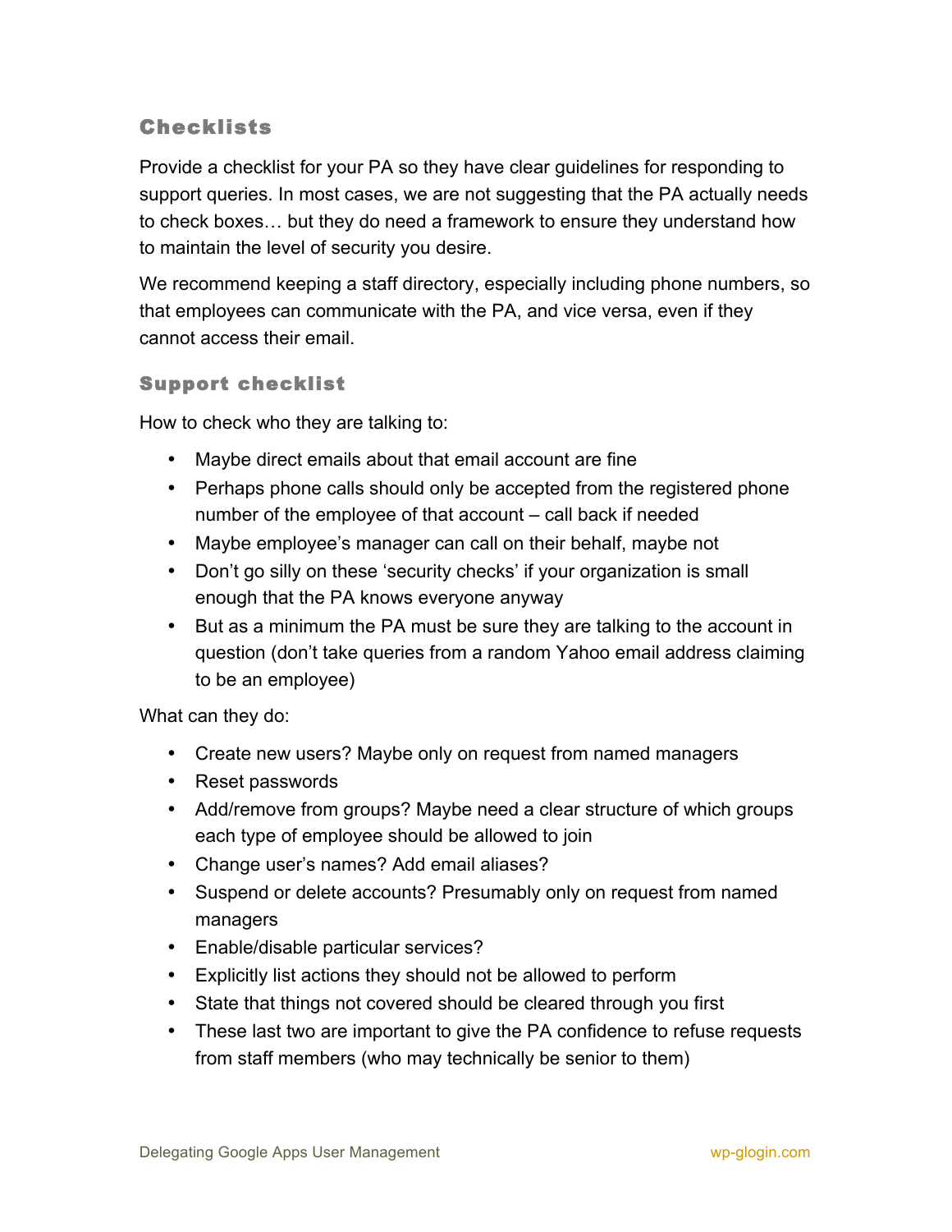## Checklists

Provide a checklist for your PA so they have clear guidelines for responding to support queries. In most cases, we are not suggesting that the PA actually needs to check boxes… but they do need a framework to ensure they understand how to maintain the level of security you desire.

We recommend keeping a staff directory, especially including phone numbers, so that employees can communicate with the PA, and vice versa, even if they cannot access their email.

### Support checklist

How to check who they are talking to:

- Maybe direct emails about that email account are fine
- Perhaps phone calls should only be accepted from the registered phone number of the employee of that account – call back if needed
- Maybe employee's manager can call on their behalf, maybe not
- Don't go silly on these 'security checks' if your organization is small enough that the PA knows everyone anyway
- But as a minimum the PA must be sure they are talking to the account in question (don't take queries from a random Yahoo email address claiming to be an employee)

What can they do:

- Create new users? Maybe only on request from named managers
- Reset passwords
- Add/remove from groups? Maybe need a clear structure of which groups each type of employee should be allowed to join
- Change user's names? Add email aliases?
- Suspend or delete accounts? Presumably only on request from named managers
- Enable/disable particular services?
- Explicitly list actions they should not be allowed to perform
- State that things not covered should be cleared through you first
- These last two are important to give the PA confidence to refuse requests from staff members (who may technically be senior to them)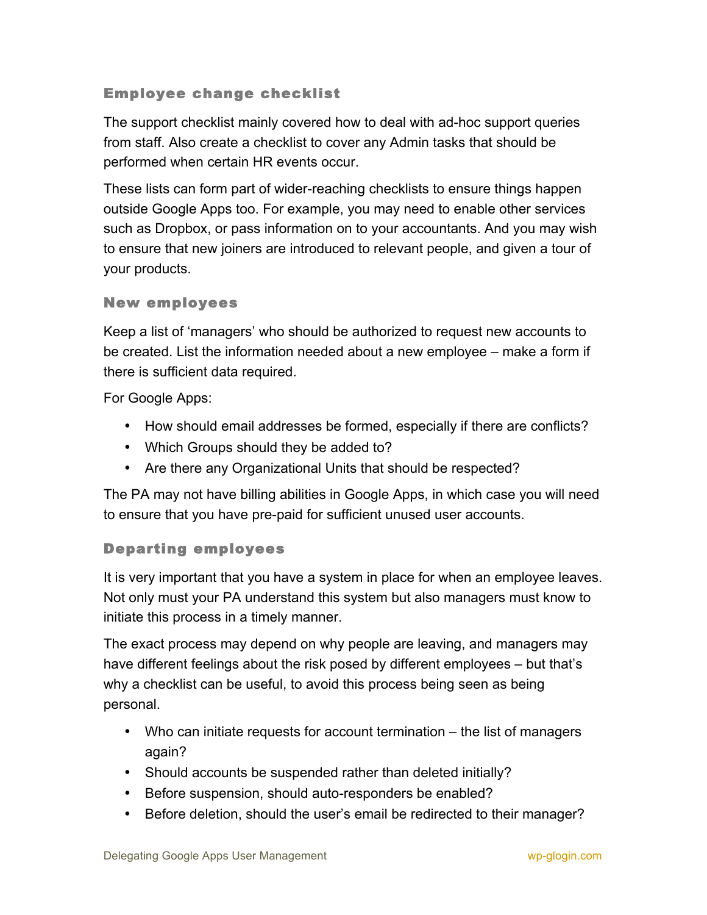## Employee change checklist

The support checklist mainly covered how to deal with ad-hoc support queries from staff. Also create a checklist to cover any Admin tasks that should be performed when certain HR events occur.

These lists can form part of wider-reaching checklists to ensure things happen outside Google Apps too. For example, you may need to enable other services such as Dropbox, or pass information on to your accountants. And you may wish to ensure that new joiners are introduced to relevant people, and given a tour of your products.

### New employees

Keep a list of 'managers' who should be authorized to request new accounts to be created. List the information needed about a new employee – make a form if there is sufficient data required.

For Google Apps:

- How should email addresses be formed, especially if there are conflicts?
- Which Groups should they be added to?
- Are there any Organizational Units that should be respected?

The PA may not have billing abilities in Google Apps, in which case you will need to ensure that you have pre-paid for sufficient unused user accounts.

### Departing employees

It is very important that you have a system in place for when an employee leaves. Not only must your PA understand this system but also managers must know to initiate this process in a timely manner.

The exact process may depend on why people are leaving, and managers may have different feelings about the risk posed by different employees – but that's why a checklist can be useful, to avoid this process being seen as being personal.

- Who can initiate requests for account termination – the list of managers again?
- Should accounts be suspended rather than deleted initially?
- Before suspension, should auto-responders be enabled?
- Before deletion, should the user's email be redirected to their manager?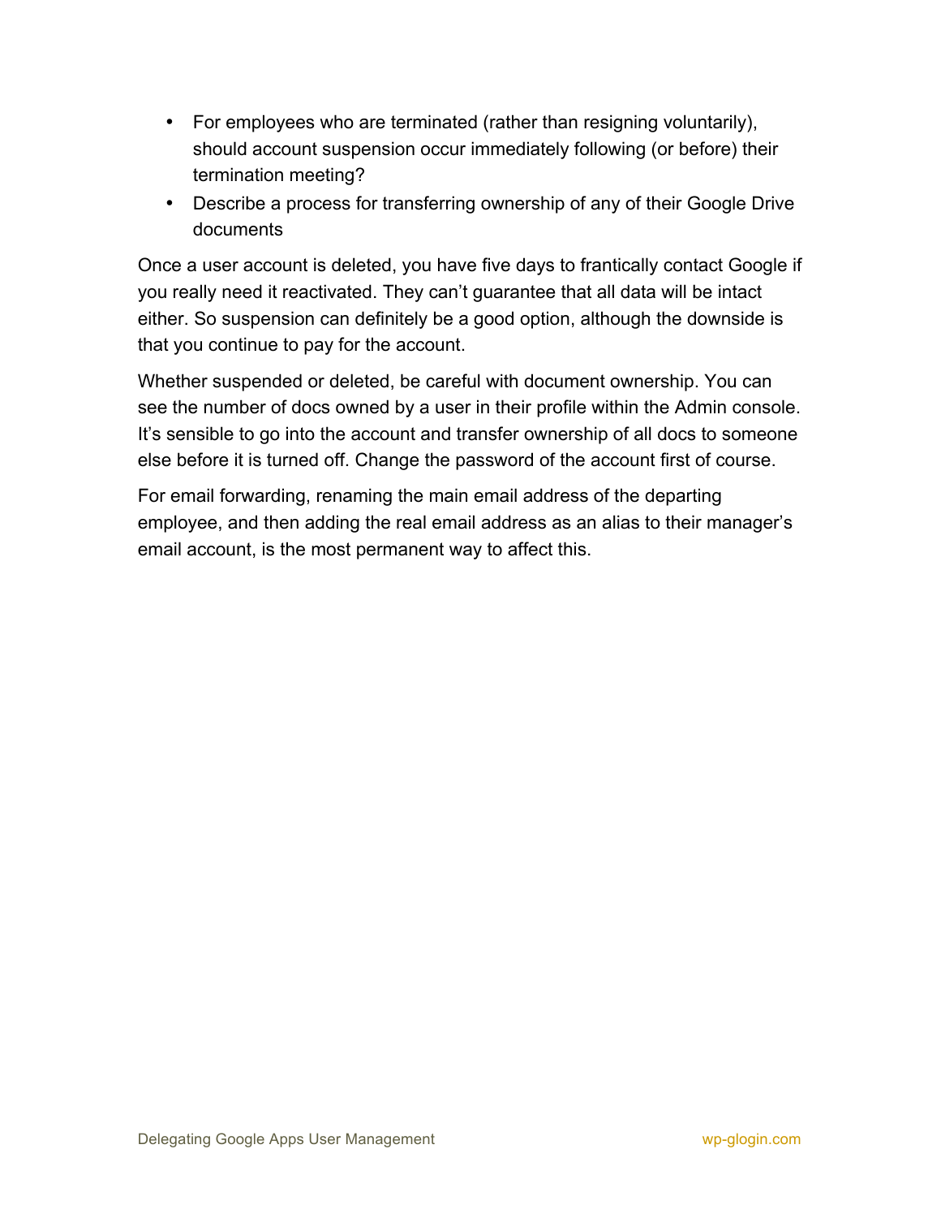- For employees who are terminated (rather than resigning voluntarily), should account suspension occur immediately following (or before) their termination meeting?
- Describe a process for transferring ownership of any of their Google Drive documents

Once a user account is deleted, you have five days to frantically contact Google if you really need it reactivated. They can't guarantee that all data will be intact either. So suspension can definitely be a good option, although the downside is that you continue to pay for the account.

Whether suspended or deleted, be careful with document ownership. You can see the number of docs owned by a user in their profile within the Admin console. It's sensible to go into the account and transfer ownership of all docs to someone else before it is turned off. Change the password of the account first of course.

For email forwarding, renaming the main email address of the departing employee, and then adding the real email address as an alias to their manager's email account, is the most permanent way to affect this.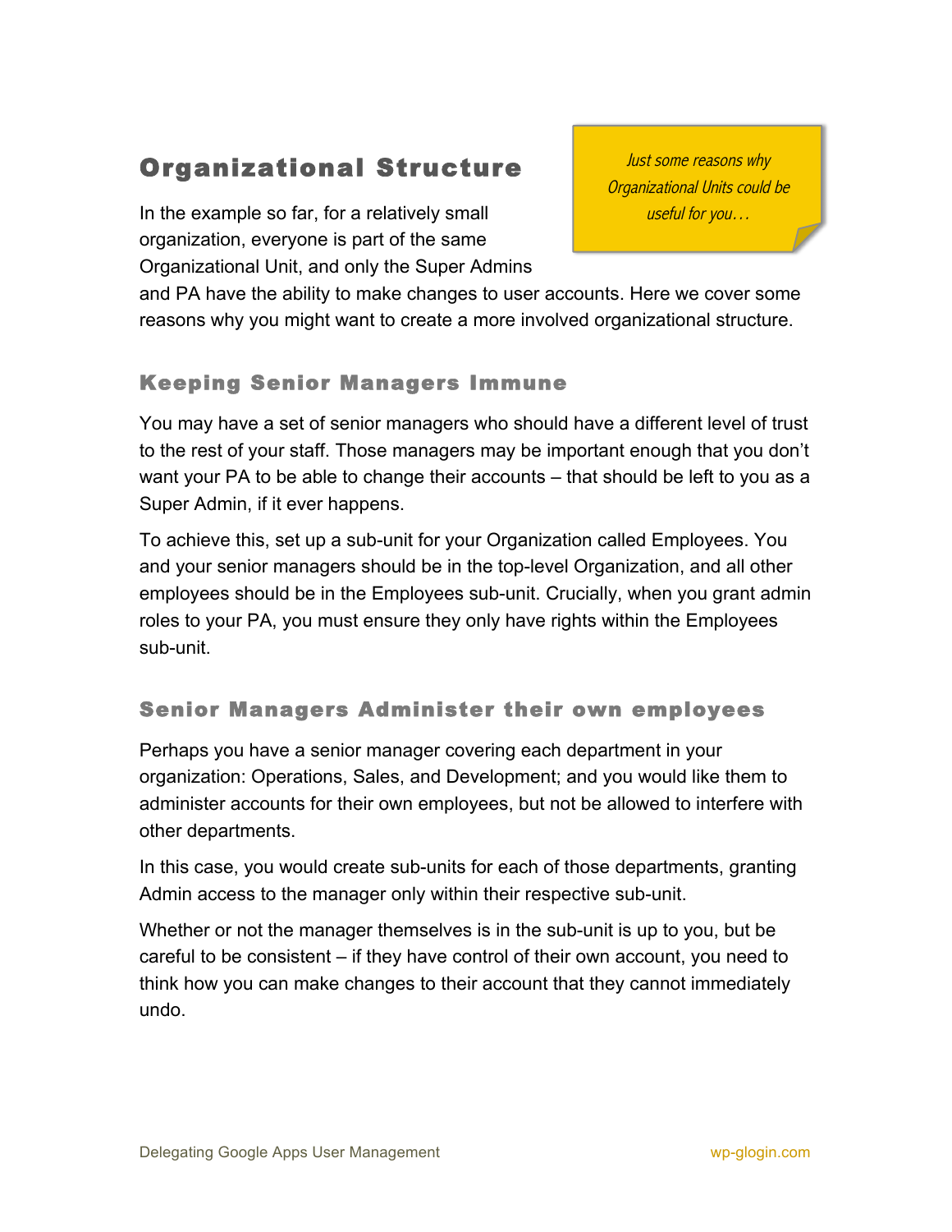## Organizational Structure

*Just some reasons why Organizational Units could be useful for you…*

In the example so far, for a relatively small organization, everyone is part of the same Organizational Unit, and only the Super Admins and PA have the ability to make changes to user accounts. Here we cover some reasons why you might want to create a more involved organizational structure.

### Keeping Senior Managers Immune

You may have a set of senior managers who should have a different level of trust to the rest of your staff. Those managers may be important enough that you don't want your PA to be able to change their accounts – that should be left to you as a Super Admin, if it ever happens.

To achieve this, set up a sub-unit for your Organization called Employees. You and your senior managers should be in the top-level Organization, and all other employees should be in the Employees sub-unit. Crucially, when you grant admin roles to your PA, you must ensure they only have rights within the Employees sub-unit.

### Senior Managers Administer their own employees

Perhaps you have a senior manager covering each department in your organization: Operations, Sales, and Development; and you would like them to administer accounts for their own employees, but not be allowed to interfere with other departments.

In this case, you would create sub-units for each of those departments, granting Admin access to the manager only within their respective sub-unit.

Whether or not the manager themselves is in the sub-unit is up to you, but be careful to be consistent – if they have control of their own account, you need to think how you can make changes to their account that they cannot immediately undo.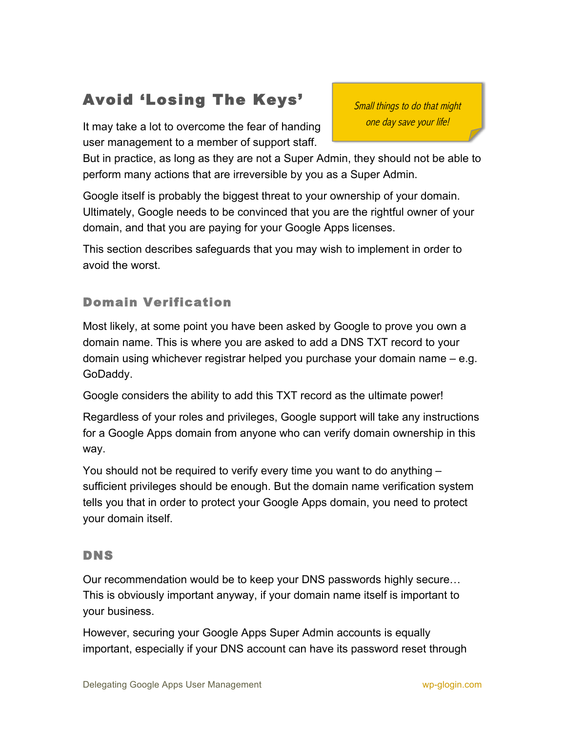# Avoid 'Losing The Keys'

*Small things to do that might one day save your life!*

It may take a lot to overcome the fear of handing user management to a member of support staff. But in practice, as long as they are not a Super Admin, they should not be able to perform many actions that are irreversible by you as a Super Admin.

Google itself is probably the biggest threat to your ownership of your domain. Ultimately, Google needs to be convinced that you are the rightful owner of your domain, and that you are paying for your Google Apps licenses.

This section describes safeguards that you may wish to implement in order to avoid the worst.

## Domain Verification

Most likely, at some point you have been asked by Google to prove you own a domain name. This is where you are asked to add a DNS TXT record to your domain using whichever registrar helped you purchase your domain name – e.g. GoDaddy.

Google considers the ability to add this TXT record as the ultimate power!

Regardless of your roles and privileges, Google support will take any instructions for a Google Apps domain from anyone who can verify domain ownership in this way.

You should not be required to verify every time you want to do anything – sufficient privileges should be enough. But the domain name verification system tells you that in order to protect your Google Apps domain, you need to protect your domain itself.

## DNS

Our recommendation would be to keep your DNS passwords highly secure… This is obviously important anyway, if your domain name itself is important to your business.

However, securing your Google Apps Super Admin accounts is equally important, especially if your DNS account can have its password reset through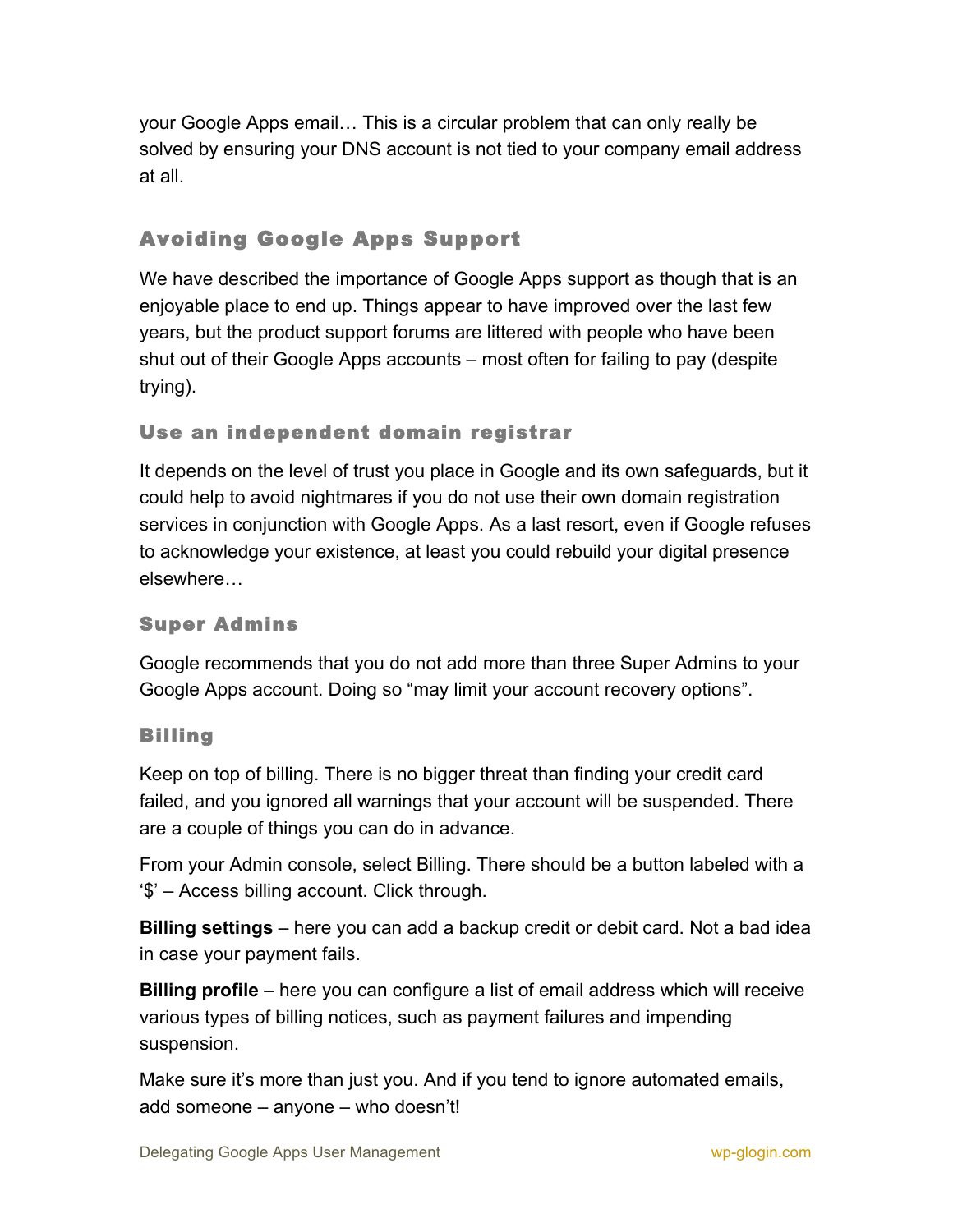your Google Apps email… This is a circular problem that can only really be solved by ensuring your DNS account is not tied to your company email address at all.

## Avoiding Google Apps Support

We have described the importance of Google Apps support as though that is an enjoyable place to end up. Things appear to have improved over the last few years, but the product support forums are littered with people who have been shut out of their Google Apps accounts – most often for failing to pay (despite trying).

### Use an independent domain registrar

It depends on the level of trust you place in Google and its own safeguards, but it could help to avoid nightmares if you do not use their own domain registration services in conjunction with Google Apps. As a last resort, even if Google refuses to acknowledge your existence, at least you could rebuild your digital presence elsewhere…

### Super Admins

Google recommends that you do not add more than three Super Admins to your Google Apps account. Doing so “may limit your account recovery options”.

### Billing

Keep on top of billing. There is no bigger threat than finding your credit card failed, and you ignored all warnings that your account will be suspended. There are a couple of things you can do in advance.

From your Admin console, select Billing. There should be a button labeled with a ‘$’ – Access billing account. Click through.

**Billing settings** – here you can add a backup credit or debit card. Not a bad idea in case your payment fails.

**Billing profile** – here you can configure a list of email address which will receive various types of billing notices, such as payment failures and impending suspension.

Make sure it’s more than just you. And if you tend to ignore automated emails, add someone – anyone – who doesn’t!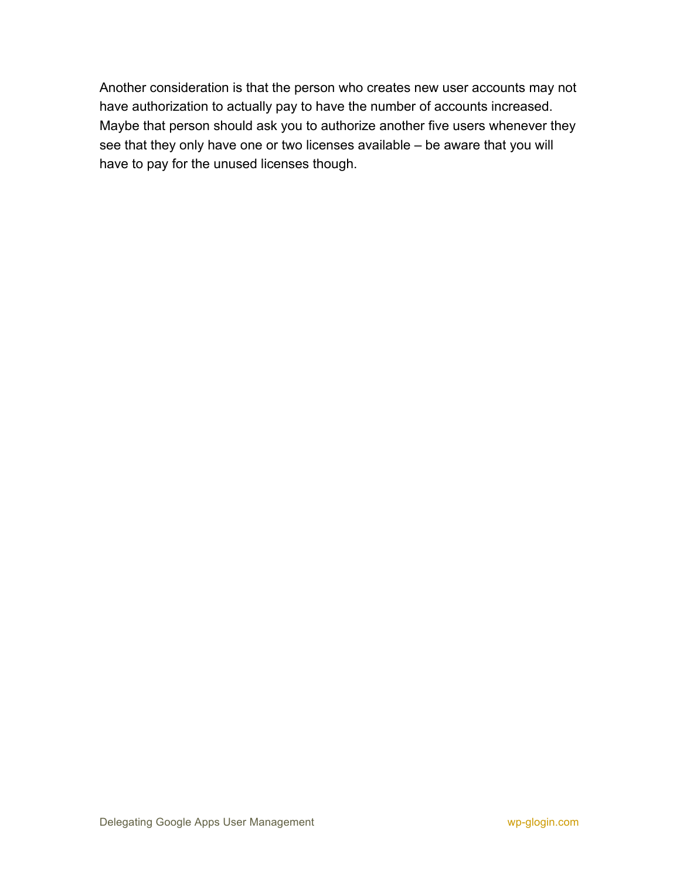Another consideration is that the person who creates new user accounts may not have authorization to actually pay to have the number of accounts increased. Maybe that person should ask you to authorize another five users whenever they see that they only have one or two licenses available – be aware that you will have to pay for the unused licenses though.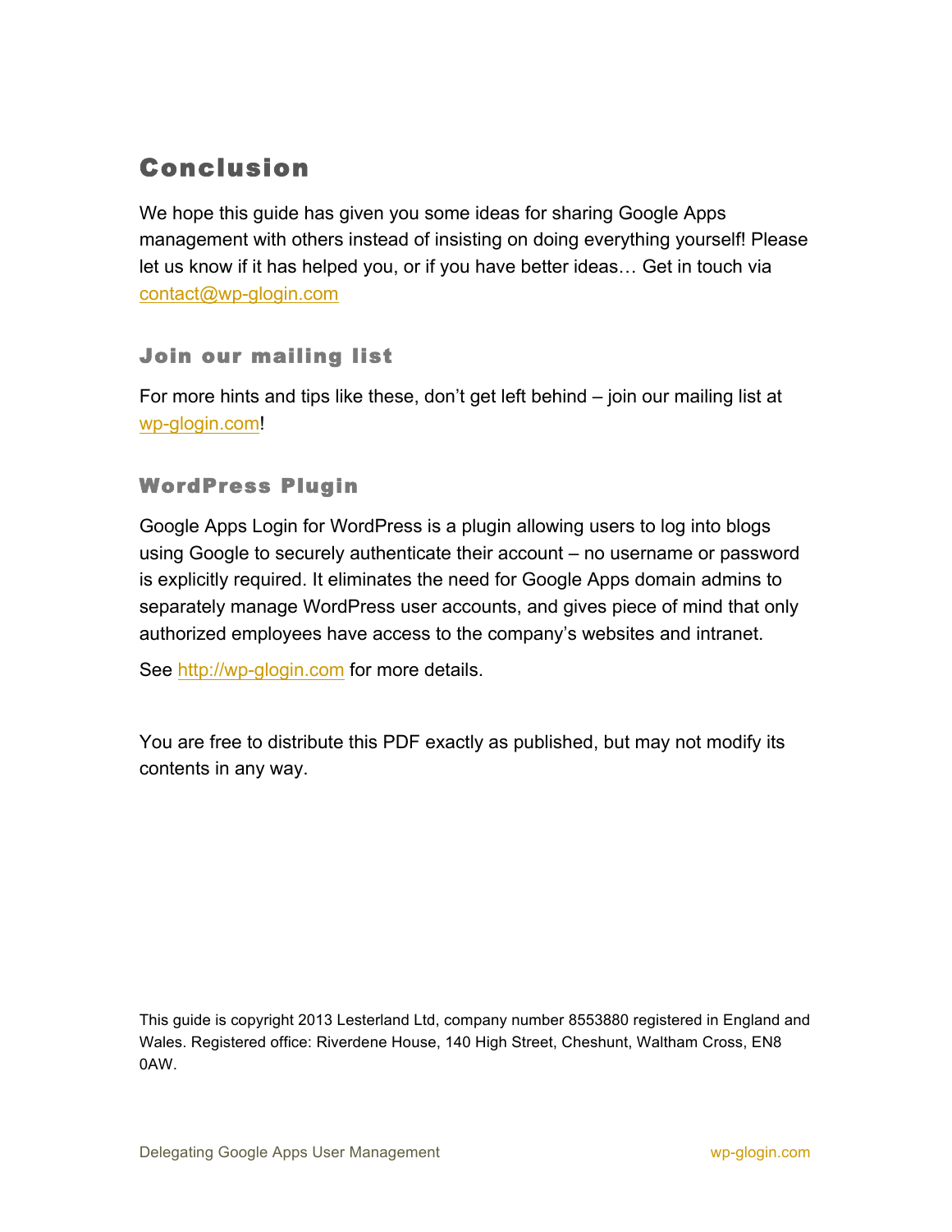# Conclusion

We hope this guide has given you some ideas for sharing Google Apps management with others instead of insisting on doing everything yourself! Please let us know if it has helped you, or if you have better ideas… Get in touch via [contact@wp-glogin.com](mailto:contact@wp-glogin.com)

## Join our mailing list

For more hints and tips like these, don't get left behind – join our mailing list at [wp-glogin.com](http://wp-glogin.com)!

## WordPress Plugin

Google Apps Login for WordPress is a plugin allowing users to log into blogs using Google to securely authenticate their account – no username or password is explicitly required. It eliminates the need for Google Apps domain admins to separately manage WordPress user accounts, and gives piece of mind that only authorized employees have access to the company's websites and intranet.

See [http://wp-glogin.com](http://wp-glogin.com) for more details.

You are free to distribute this PDF exactly as published, but may not modify its contents in any way.

This guide is copyright 2013 Lesterland Ltd, company number 8553880 registered in England and Wales. Registered office: Riverdene House, 140 High Street, Cheshunt, Waltham Cross, EN8 0AW.